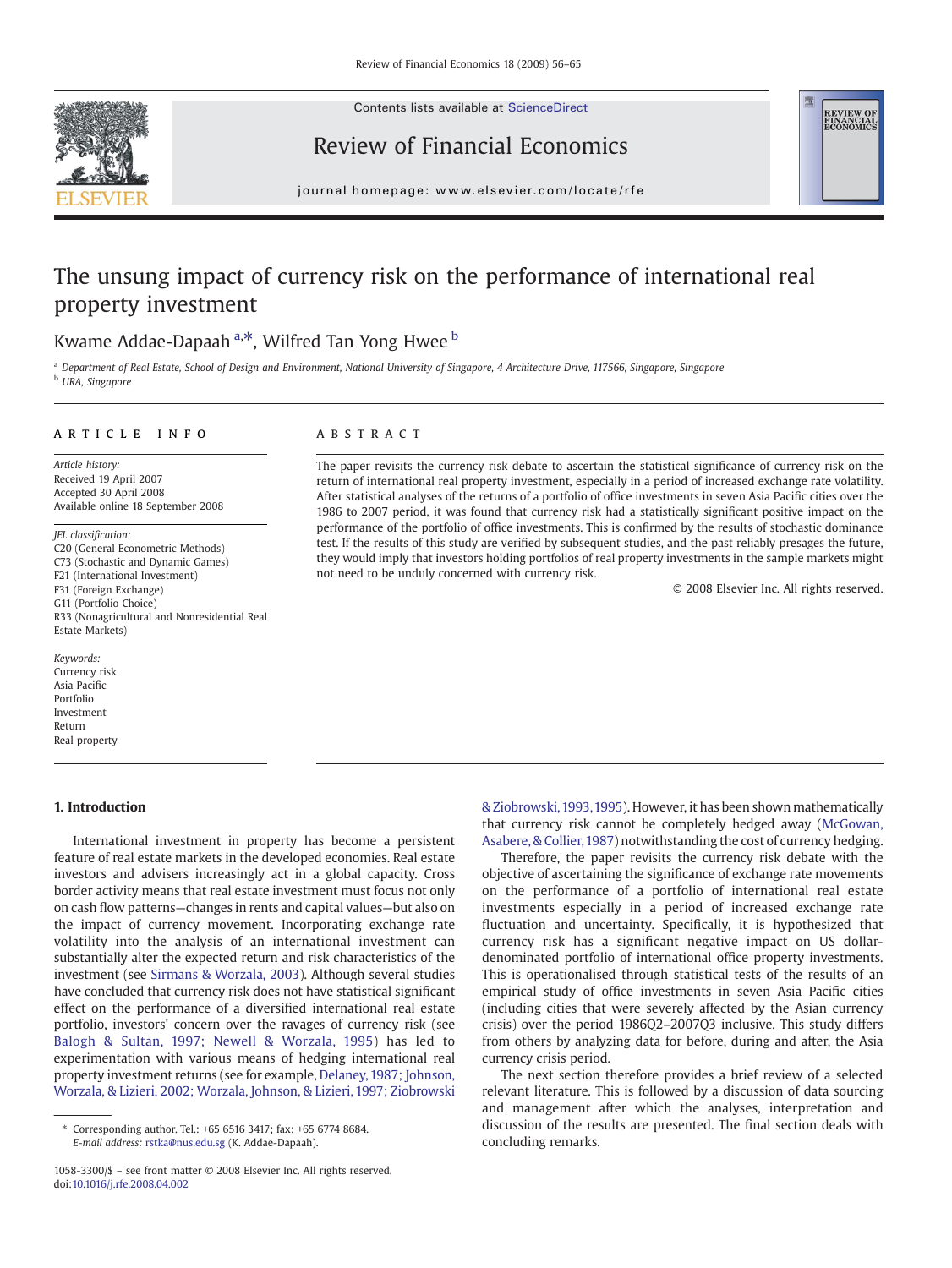# The unsung impact of currency risk on the performance of international real property investment

Kwame Addae-Dapaah [a,*], Wilfred Tan Yong Hwee [b]

[a] Department of Real Estate, School of Design and Environment, National University of Singapore, 4 Architecture Drive, 117566, Singapore, Singapore
[b] URA, Singapore

## ARTICLE INFO

*Article history:*
Received 19 April 2007
Accepted 30 April 2008
Available online 18 September 2008

*JEL classification:*
C20 (General Econometric Methods)
C73 (Stochastic and Dynamic Games)
F21 (International Investment)
F31 (Foreign Exchange)
G11 (Portfolio Choice)
R33 (Nonagricultural and Nonresidential Real Estate Markets)

*Keywords:*
Currency risk
Asia Pacific
Portfolio
Investment
Return
Real property

## ABSTRACT

The paper revisits the currency risk debate to ascertain the statistical significance of currency risk on the return of international real property investment, especially in a period of increased exchange rate volatility. After statistical analyses of the returns of a portfolio of office investments in seven Asia Pacific cities over the 1986 to 2007 period, it was found that currency risk had a statistically significant positive impact on the performance of the portfolio of office investments. This is confirmed by the results of stochastic dominance test. If the results of this study are verified by subsequent studies, and the past reliably presages the future, they would imply that investors holding portfolios of real property investments in the sample markets might not need to be unduly concerned with currency risk.

© 2008 Elsevier Inc. All rights reserved.

## 1. Introduction

International investment in property has become a persistent feature of real estate markets in the developed economies. Real estate investors and advisers increasingly act in a global capacity. Cross border activity means that real estate investment must focus not only on cash flow patterns—changes in rents and capital values—but also on the impact of currency movement. Incorporating exchange rate volatility into the analysis of an international investment can substantially alter the expected return and risk characteristics of the investment (see Sirmans & Worzala, 2003). Although several studies have concluded that currency risk does not have statistical significant effect on the performance of a diversified international real estate portfolio, investors' concern over the ravages of currency risk (see Balogh & Sultan, 1997; Newell & Worzala, 1995) has led to experimentation with various means of hedging international real property investment returns (see for example, Delaney, 1987; Johnson, Worzala, & Lizieri, 2002; Worzala, Johnson, & Lizieri, 1997; Ziobrowski & Ziobrowski, 1993, 1995). However, it has been shown mathematically that currency risk cannot be completely hedged away (McGowan, Asabere, & Collier, 1987) notwithstanding the cost of currency hedging.

Therefore, the paper revisits the currency risk debate with the objective of ascertaining the significance of exchange rate movements on the performance of a portfolio of international real estate investments especially in a period of increased exchange rate fluctuation and uncertainty. Specifically, it is hypothesized that currency risk has a significant negative impact on US dollar-denominated portfolio of international office property investments. This is operationalised through statistical tests of the results of an empirical study of office investments in seven Asia Pacific cities (including cities that were severely affected by the Asian currency crisis) over the period 1986Q2–2007Q3 inclusive. This study differs from others by analyzing data for before, during and after, the Asia currency crisis period.

The next section therefore provides a brief review of a selected relevant literature. This is followed by a discussion of data sourcing and management after which the analyses, interpretation and discussion of the results are presented. The final section deals with concluding remarks.

* Corresponding author. Tel.: +65 6516 3417; fax: +65 6774 8684.
*E-mail address:* rstka@nus.edu.sg (K. Addae-Dapaah).

1058-3300/$ – see front matter © 2008 Elsevier Inc. All rights reserved.
doi:10.1016/j.rfe.2008.04.002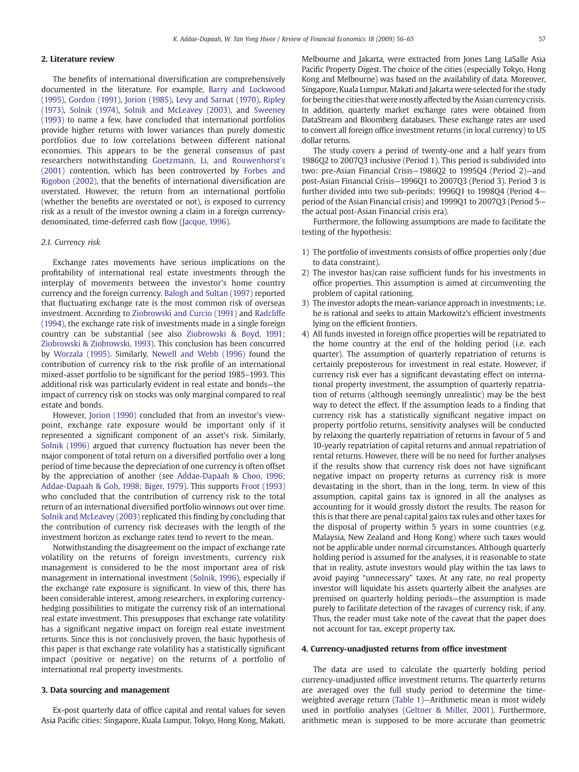## 2. Literature review

The benefits of international diversification are comprehensively documented in the literature. For example, Barry and Lockwood (1995), Gordon (1991), Jorion (1985), Levy and Sarnat (1970), Ripley (1973), Solnik (1974), Solnik and McLeavey (2003), and Sweeney (1993) to name a few, have concluded that international portfolios provide higher returns with lower variances than purely domestic portfolios due to low correlations between different national economies. This appears to be the general consensus of past researchers notwithstanding Goetzmann, Li, and Rouwenhorst's (2001) contention, which has been controverted by Forbes and Rigobon (2002), that the benefits of international diversification are overstated. However, the return from an international portfolio (whether the benefits are overstated or not), is exposed to currency risk as a result of the investor owning a claim in a foreign currency-denominated, time-deferred cash flow (Jacque, 1996).

### 2.1. Currency risk

Exchange rates movements have serious implications on the profitability of international real estate investments through the interplay of movements between the investor's home country currency and the foreign currency. Balogh and Sultan (1997) reported that fluctuating exchange rate is the most common risk of overseas investment. According to Ziobrowski and Curcio (1991) and Radcliffe (1994), the exchange rate risk of investments made in a single foreign country can be substantial (see also Ziobrowski & Boyd, 1991; Ziobrowski & Ziobrowski, 1993). This conclusion has been concurred by Worzala (1995). Similarly, Newell and Webb (1996) found the contribution of currency risk to the risk profile of an international mixed-asset portfolio to be significant for the period 1985–1993. This additional risk was particularly evident in real estate and bonds—the impact of currency risk on stocks was only marginal compared to real estate and bonds.

However, Jorion (1990) concluded that from an investor's viewpoint, exchange rate exposure would be important only if it represented a significant component of an asset's risk. Similarly, Solnik (1996) argued that currency fluctuation has never been the major component of total return on a diversified portfolio over a long period of time because the depreciation of one currency is often offset by the appreciation of another (see Addae-Dapaah & Choo, 1996; Addae-Dapaah & Goh, 1998; Biger, 1979). This supports Froot (1993) who concluded that the contribution of currency risk to the total return of an international diversified portfolio winnows out over time. Solnik and McLeavey (2003) replicated this finding by concluding that the contribution of currency risk decreases with the length of the investment horizon as exchange rates tend to revert to the mean.

Notwithstanding the disagreement on the impact of exchange rate volatility on the returns of foreign investments, currency risk management is considered to be the most important area of risk management in international investment (Solnik, 1996), especially if the exchange rate exposure is significant. In view of this, there has been considerable interest, among researchers, in exploring currency-hedging possibilities to mitigate the currency risk of an international real estate investment. This presupposes that exchange rate volatility has a significant negative impact on foreign real estate investment returns. Since this is not conclusively proven, the basic hypothesis of this paper is that exchange rate volatility has a statistically significant impact (positive or negative) on the returns of a portfolio of international real property investments.

## 3. Data sourcing and management

Ex-post quarterly data of office capital and rental values for seven Asia Pacific cities: Singapore, Kuala Lumpur, Tokyo, Hong Kong, Makati, Melbourne and Jakarta, were extracted from Jones Lang LaSalle Asia Pacific Property Digest. The choice of the cities (especially Tokyo, Hong Kong and Melbourne) was based on the availability of data. Moreover, Singapore, Kuala Lumpur, Makati and Jakarta were selected for the study for being the cities that were mostly affected by the Asian currency crisis. In addition, quarterly market exchange rates were obtained from DataStream and Bloomberg databases. These exchange rates are used to convert all foreign office investment returns (in local currency) to US dollar returns.

The study covers a period of twenty-one and a half years from 1986Q2 to 2007Q3 inclusive (Period 1). This period is subdivided into two: pre-Asian Financial Crisis—1986Q2 to 1995Q4 (Period 2)—and post-Asian Financial Crisis—1996Q1 to 2007Q3 (Period 3). Period 3 is further divided into two sub-periods: 1996Q1 to 1998Q4 (Period 4—period of the Asian Financial crisis) and 1999Q1 to 2007Q3 (Period 5—the actual post-Asian Financial crisis era).

Furthermore, the following assumptions are made to facilitate the testing of the hypothesis:

1) The portfolio of investments consists of office properties only (due to data constraint).
2) The investor has/can raise sufficient funds for his investments in office properties. This assumption is aimed at circumventing the problem of capital rationing.
3) The investor adopts the mean-variance approach in investments; i.e. he is rational and seeks to attain Markowitz's efficient investments lying on the efficient frontiers.
4) All funds invested in foreign office properties will be repatriated to the home country at the end of the holding period (i.e. each quarter). The assumption of quarterly repatriation of returns is certainly preposterous for investment in real estate. However, if currency risk ever has a significant devastating effect on international property investment, the assumption of quarterly repatriation of returns (although seemingly unrealistic) may be the best way to detect the effect. If the assumption leads to a finding that currency risk has a statistically significant negative impact on property portfolio returns, sensitivity analyses will be conducted by relaxing the quarterly repatriation of returns in favour of 5 and 10-yearly repatriation of capital returns and annual repatriation of rental returns. However, there will be no need for further analyses if the results show that currency risk does not have significant negative impact on property returns as currency risk is more devastating in the short, than in the long, term. In view of this assumption, capital gains tax is ignored in all the analyses as accounting for it would grossly distort the results. The reason for this is that there are penal capital gains tax rules and other taxes for the disposal of property within 5 years in some countries (e.g. Malaysia, New Zealand and Hong Kong) where such taxes would not be applicable under normal circumstances. Although quarterly holding period is assumed for the analyses, it is reasonable to state that in reality, astute investors would play within the tax laws to avoid paying "unnecessary" taxes. At any rate, no real property investor will liquidate his assets quarterly albeit the analyses are premised on quarterly holding periods—the assumption is made purely to facilitate detection of the ravages of currency risk, if any. Thus, the reader must take note of the caveat that the paper does not account for tax, except property tax.

## 4. Currency-unadjusted returns from office investment

The data are used to calculate the quarterly holding period currency-unadjusted office investment returns. The quarterly returns are averaged over the full study period to determine the time-weighted average return (Table 1)—Arithmetic mean is most widely used in portfolio analyses (Geltner & Miller, 2001). Furthermore, arithmetic mean is supposed to be more accurate than geometric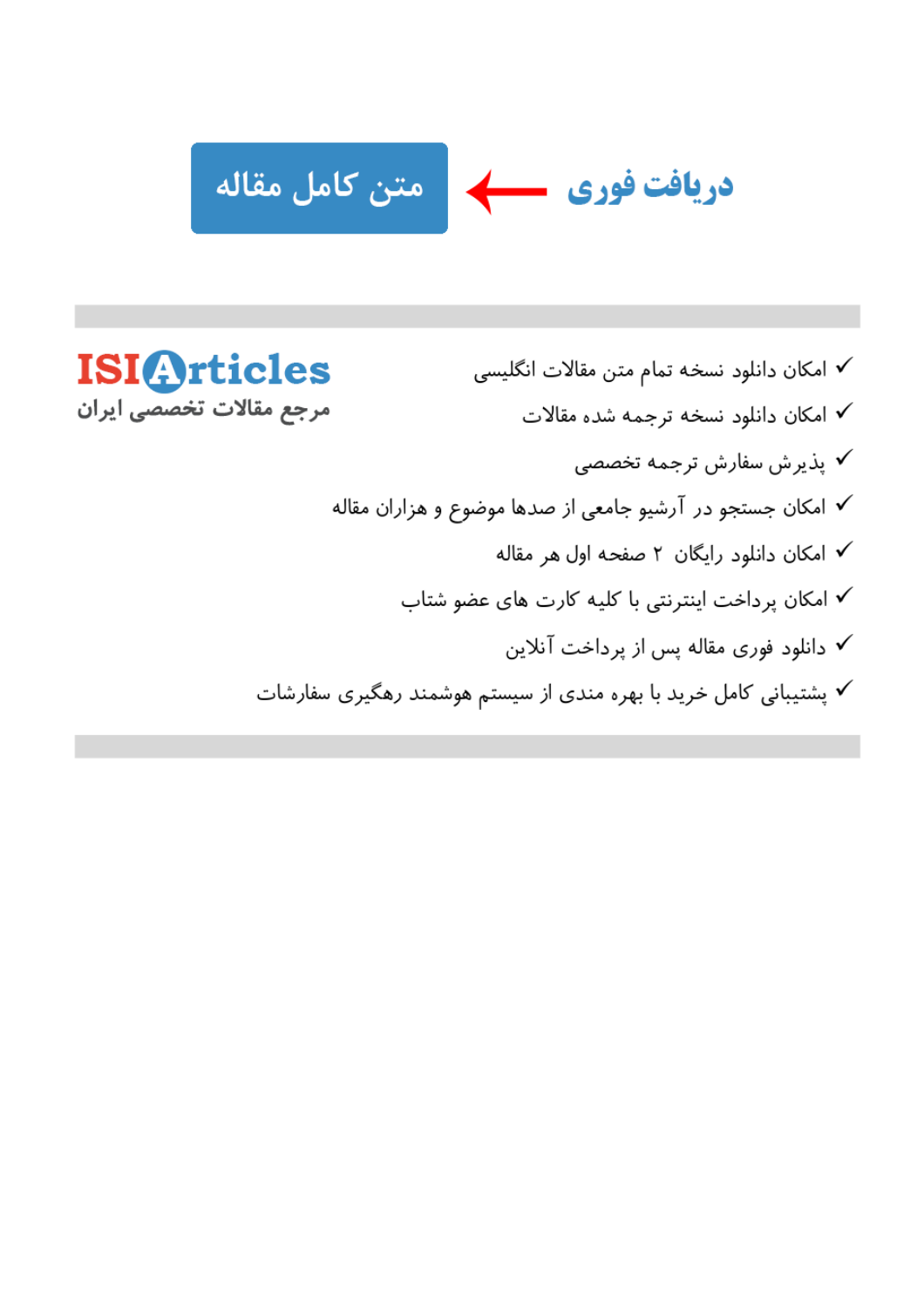دریافت فوری ← **متن کامل مقاله**

**ISIArticles**
مرجع مقالات تخصصی ایران

- ✓ امکان دانلود نسخه تمام متن مقالات انگلیسی
- ✓ امکان دانلود نسخه ترجمه شده مقالات
- ✓ پذیرش سفارش ترجمه تخصصی
- ✓ امکان جستجو در آرشیو جامعی از صدها موضوع و هزاران مقاله
- ✓ امکان دانلود رایگان ۲ صفحه اول هر مقاله
- ✓ امکان پرداخت اینترنتی با کلیه کارت های عضو شتاب
- ✓ دانلود فوری مقاله پس از پرداخت آنلاین
- ✓ پشتیبانی کامل خرید با بهره مندی از سیستم هوشمند رهگیری سفارشات